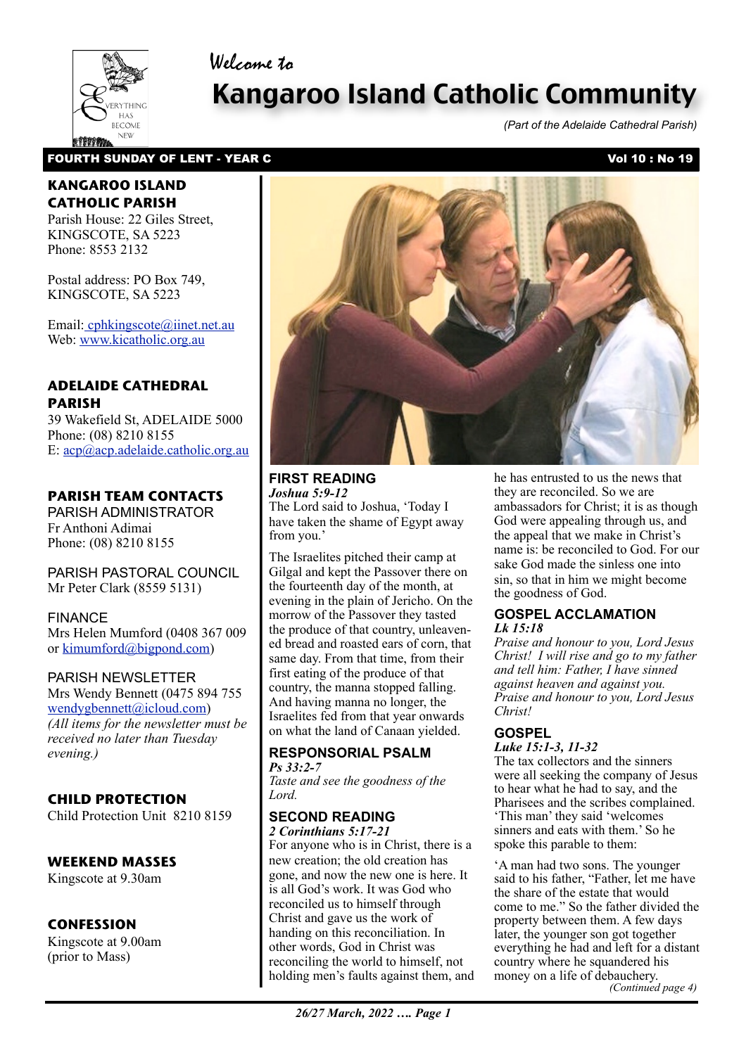Welcome to

# Kangaroo Island Catholic Community

*(Part of the Adelaide Cathedral Parish)*

**FOURTH SUNDAY OF LENT - YEAR C** **Vol 10 : No 19**

## KANGAROO ISLAND CATHOLIC PARISH

Parish House: 22 Giles Street, KINGSCOTE, SA 5223
Phone: 8553 2132

Postal address: PO Box 749, KINGSCOTE, SA 5223

Email: cphkingscote@iinet.net.au
Web: www.kicatholic.org.au

## ADELAIDE CATHEDRAL PARISH

39 Wakefield St, ADELAIDE 5000
Phone: (08) 8210 8155
E: acp@acp.adelaide.catholic.org.au

## PARISH TEAM CONTACTS

PARISH ADMINISTRATOR
Fr Anthoni Adimai
Phone: (08) 8210 8155

PARISH PASTORAL COUNCIL
Mr Peter Clark (8559 5131)

FINANCE
Mrs Helen Mumford (0408 367 009 or kimumford@bigpond.com)

PARISH NEWSLETTER
Mrs Wendy Bennett (0475 894 755 wendygbennett@icloud.com)
*(All items for the newsletter must be received no later than Tuesday evening.)*

## CHILD PROTECTION

Child Protection Unit 8210 8159

## WEEKEND MASSES

Kingscote at 9.30am

## CONFESSION

Kingscote at 9.00am (prior to Mass)

### FIRST READING

***Joshua 5:9-12***

The Lord said to Joshua, 'Today I have taken the shame of Egypt away from you.'

The Israelites pitched their camp at Gilgal and kept the Passover there on the fourteenth day of the month, at evening in the plain of Jericho. On the morrow of the Passover they tasted the produce of that country, unleavened bread and roasted ears of corn, that same day. From that time, from their first eating of the produce of that country, the manna stopped falling. And having manna no longer, the Israelites fed from that year onwards on what the land of Canaan yielded.

### RESPONSORIAL PSALM

***Ps 33:2-7***

*Taste and see the goodness of the Lord.*

### SECOND READING

***2 Corinthians 5:17-21***

For anyone who is in Christ, there is a new creation; the old creation has gone, and now the new one is here. It is all God's work. It was God who reconciled us to himself through Christ and gave us the work of handing on this reconciliation. In other words, God in Christ was reconciling the world to himself, not holding men's faults against them, and he has entrusted to us the news that they are reconciled. So we are ambassadors for Christ; it is as though God were appealing through us, and the appeal that we make in Christ's name is: be reconciled to God. For our sake God made the sinless one into sin, so that in him we might become the goodness of God.

### GOSPEL ACCLAMATION

***Lk 15:18***

*Praise and honour to you, Lord Jesus Christ! I will rise and go to my father and tell him: Father, I have sinned against heaven and against you. Praise and honour to you, Lord Jesus Christ!*

### GOSPEL

***Luke 15:1-3, 11-32***

The tax collectors and the sinners were all seeking the company of Jesus to hear what he had to say, and the Pharisees and the scribes complained. 'This man' they said 'welcomes sinners and eats with them.' So he spoke this parable to them:

'A man had two sons. The younger said to his father, "Father, let me have the share of the estate that would come to me." So the father divided the property between them. A few days later, the younger son got together everything he had and left for a distant country where he squandered his money on a life of debauchery.

*(Continued page 4)*

*26/27 March, 2022 …. Page 1*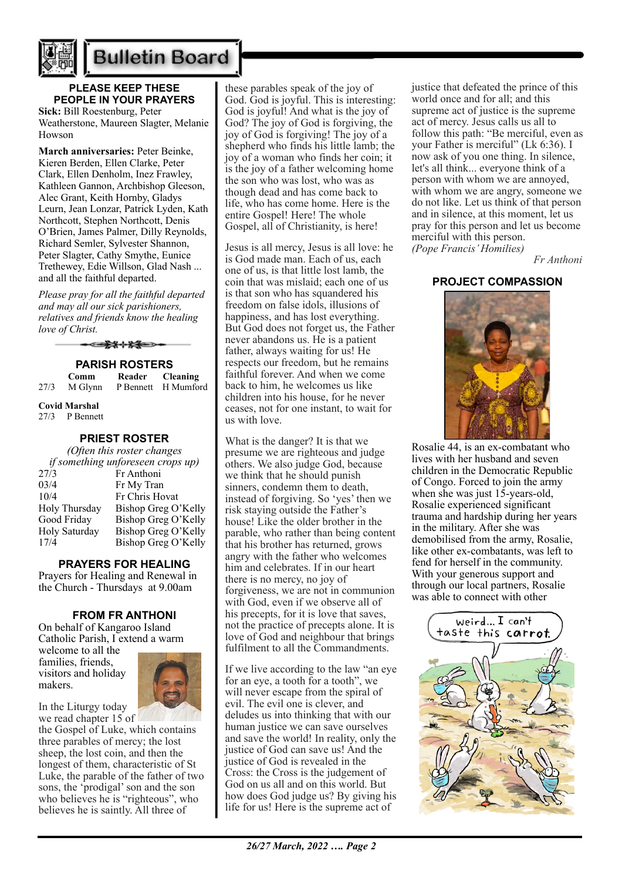# Bulletin Board

## PLEASE KEEP THESE PEOPLE IN YOUR PRAYERS

**Sick:** Bill Roestenburg, Peter Weatherstone, Maureen Slagter, Melanie Howson

**March anniversaries:** Peter Beinke, Kieren Berden, Ellen Clarke, Peter Clark, Ellen Denholm, Inez Frawley, Kathleen Gannon, Archbishop Gleeson, Alec Grant, Keith Hornby, Gladys Leurn, Jean Lonzar, Patrick Lyden, Kath Northcott, Stephen Northcott, Denis O'Brien, James Palmer, Dilly Reynolds, Richard Semler, Sylvester Shannon, Peter Slagter, Cathy Smythe, Eunice Trethewey, Edie Willson, Glad Nash ... and all the faithful departed.

*Please pray for all the faithful departed and may all our sick parishioners, relatives and friends know the healing love of Christ.*

## PARISH ROSTERS

| | Comm | Reader | Cleaning |
|---|---|---|---|
| 27/3 | M Glynn | P Bennett | H Mumford |

**Covid Marshal**
27/3 P Bennett

## PRIEST ROSTER

*(Often this roster changes if something unforeseen crops up)*

| | |
|---|---|
| 27/3 | Fr Anthoni |
| 03/4 | Fr My Tran |
| 10/4 | Fr Chris Hovat |
| Holy Thursday | Bishop Greg O'Kelly |
| Good Friday | Bishop Greg O'Kelly |
| Holy Saturday | Bishop Greg O'Kelly |
| 17/4 | Bishop Greg O'Kelly |

## PRAYERS FOR HEALING

Prayers for Healing and Renewal in the Church - Thursdays at 9.00am

## FROM FR ANTHONI

On behalf of Kangaroo Island Catholic Parish, I extend a warm welcome to all the families, friends, visitors and holiday makers.

In the Liturgy today we read chapter 15 of the Gospel of Luke, which contains three parables of mercy; the lost sheep, the lost coin, and then the longest of them, characteristic of St Luke, the parable of the father of two sons, the 'prodigal' son and the son who believes he is "righteous", who believes he is saintly. All three of these parables speak of the joy of God. God is joyful. This is interesting: God is joyful! And what is the joy of God? The joy of God is forgiving, the joy of God is forgiving! The joy of a shepherd who finds his little lamb; the joy of a woman who finds her coin; it is the joy of a father welcoming home the son who was lost, who was as though dead and has come back to life, who has come home. Here is the entire Gospel! Here! The whole Gospel, all of Christianity, is here!

Jesus is all mercy, Jesus is all love: he is God made man. Each of us, each one of us, is that little lost lamb, the coin that was mislaid; each one of us is that son who has squandered his freedom on false idols, illusions of happiness, and has lost everything. But God does not forget us, the Father never abandons us. He is a patient father, always waiting for us! He respects our freedom, but he remains faithful forever. And when we come back to him, he welcomes us like children into his house, for he never ceases, not for one instant, to wait for us with love.

What is the danger? It is that we presume we are righteous and judge others. We also judge God, because we think that he should punish sinners, condemn them to death, instead of forgiving. So 'yes' then we risk staying outside the Father's house! Like the older brother in the parable, who rather than being content that his brother has returned, grows angry with the father who welcomes him and celebrates. If in our heart there is no mercy, no joy of forgiveness, we are not in communion with God, even if we observe all of his precepts, for it is love that saves, not the practice of precepts alone. It is love of God and neighbour that brings fulfilment to all the Commandments.

If we live according to the law "an eye for an eye, a tooth for a tooth", we will never escape from the spiral of evil. The evil one is clever, and deludes us into thinking that with our human justice we can save ourselves and save the world! In reality, only the justice of God can save us! And the justice of God is revealed in the Cross: the Cross is the judgement of God on us all and on this world. But how does God judge us? By giving his life for us! Here is the supreme act of justice that defeated the prince of this world once and for all; and this supreme act of justice is the supreme act of mercy. Jesus calls us all to follow this path: "Be merciful, even as your Father is merciful" (Lk 6:36). I now ask of you one thing. In silence, let's all think... everyone think of a person with whom we are annoyed, with whom we are angry, someone we do not like. Let us think of this person and in silence, at this moment, let us pray for this person and let us become merciful with this person.
*(Pope Francis' Homilies)*

*Fr Anthoni*

## PROJECT COMPASSION

Rosalie 44, is an ex-combatant who lives with her husband and seven children in the Democratic Republic of Congo. Forced to join the army when she was just 15-years-old, Rosalie experienced significant trauma and hardship during her years in the military. After she was demobilised from the army, Rosalie, like other ex-combatants, was left to fend for herself in the community. With your generous support and through our local partners, Rosalie was able to connect with other

weird... I can't taste this carrot.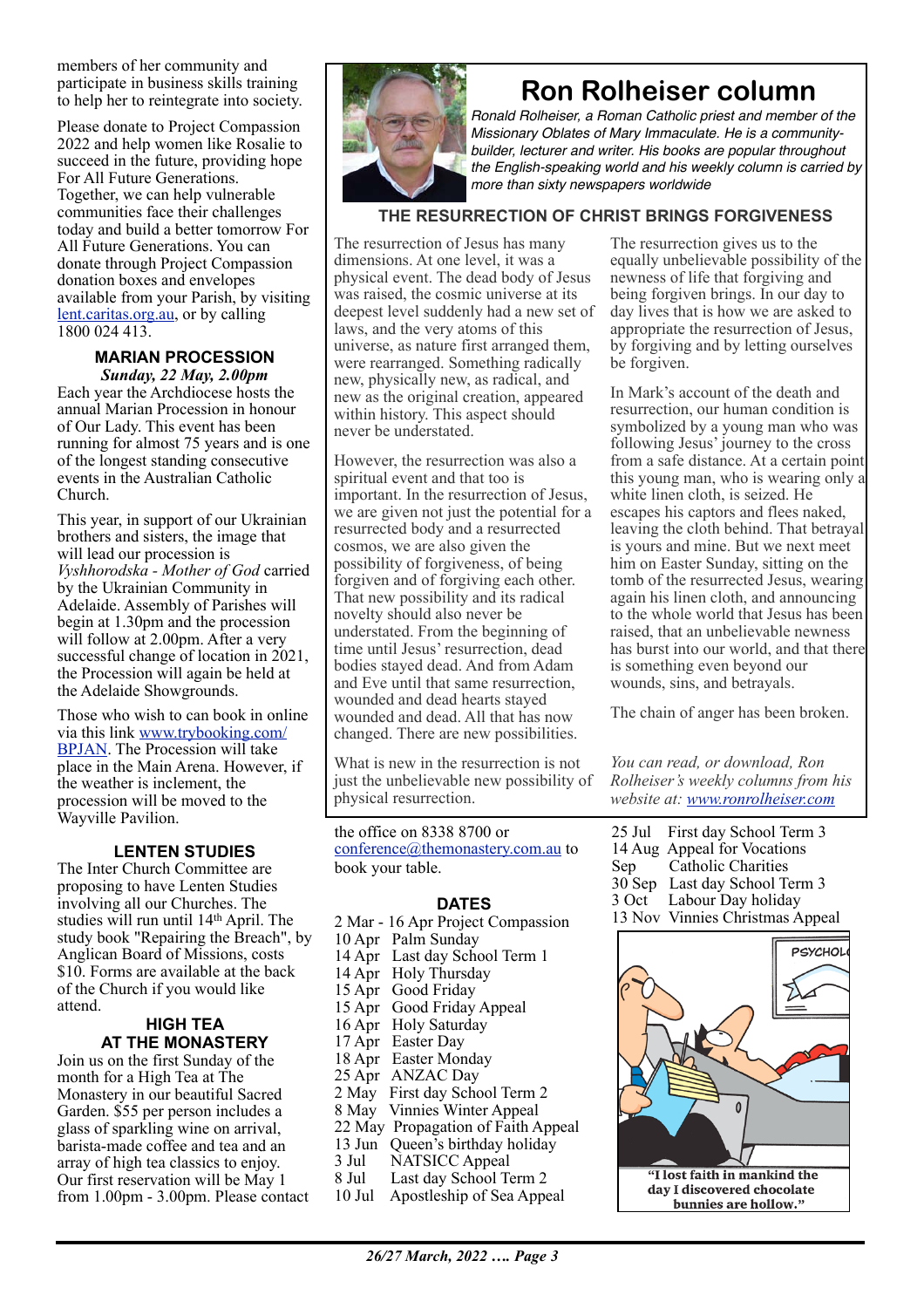members of her community and participate in business skills training to help her to reintegrate into society.

Please donate to Project Compassion 2022 and help women like Rosalie to succeed in the future, providing hope For All Future Generations. Together, we can help vulnerable communities face their challenges today and build a better tomorrow For All Future Generations. You can donate through Project Compassion donation boxes and envelopes available from your Parish, by visiting lent.caritas.org.au, or by calling 1800 024 413.

### MARIAN PROCESSION

***Sunday, 22 May, 2.00pm***

Each year the Archdiocese hosts the annual Marian Procession in honour of Our Lady. This event has been running for almost 75 years and is one of the longest standing consecutive events in the Australian Catholic Church.

This year, in support of our Ukrainian brothers and sisters, the image that will lead our procession is *Vyshhorodska - Mother of God* carried by the Ukrainian Community in Adelaide. Assembly of Parishes will begin at 1.30pm and the procession will follow at 2.00pm. After a very successful change of location in 2021, the Procession will again be held at the Adelaide Showgrounds.

Those who wish to can book in online via this link www.trybooking.com/BPJAN. The Procession will take place in the Main Arena. However, if the weather is inclement, the procession will be moved to the Wayville Pavilion.

### LENTEN STUDIES

The Inter Church Committee are proposing to have Lenten Studies involving all our Churches. The studies will run until 14th April. The study book "Repairing the Breach", by Anglican Board of Missions, costs $10. Forms are available at the back of the Church if you would like attend.

### HIGH TEA AT THE MONASTERY

Join us on the first Sunday of the month for a High Tea at The Monastery in our beautiful Sacred Garden. $55 per person includes a glass of sparkling wine on arrival, barista-made coffee and tea and an array of high tea classics to enjoy. Our first reservation will be May 1 from 1.00pm - 3.00pm. Please contact the office on 8338 8700 or conference@themonastery.com.au to book your table.

# Ron Rolheiser column

*Ronald Rolheiser, a Roman Catholic priest and member of the Missionary Oblates of Mary Immaculate. He is a community-builder, lecturer and writer. His books are popular throughout the English-speaking world and his weekly column is carried by more than sixty newspapers worldwide*

### THE RESURRECTION OF CHRIST BRINGS FORGIVENESS

The resurrection of Jesus has many dimensions. At one level, it was a physical event. The dead body of Jesus was raised, the cosmic universe at its deepest level suddenly had a new set of laws, and the very atoms of this universe, as nature first arranged them, were rearranged. Something radically new, physically new, as radical, and new as the original creation, appeared within history. This aspect should never be understood.

However, the resurrection was also a spiritual event and that too is important. In the resurrection of Jesus, we are given not just the potential for a resurrected body and a resurrected cosmos, we are also given the possibility of forgiveness, of being forgiven and of forgiving each other. That new possibility and its radical novelty should also never be understated. From the beginning of time until Jesus' resurrection, dead bodies stayed dead. And from Adam and Eve until that same resurrection, wounded and dead hearts stayed wounded and dead. All that has now changed. There are new possibilities.

What is new in the resurrection is not just the unbelievable new possibility of physical resurrection.

The resurrection gives us to the equally unbelievable possibility of the newness of life that forgiving and being forgiven brings. In our day to day lives that is how we are asked to appropriate the resurrection of Jesus, by forgiving and by letting ourselves be forgiven.

In Mark's account of the death and resurrection, our human condition is symbolized by a young man who was following Jesus' journey to the cross from a safe distance. At a certain point this young man, who is wearing only a white linen cloth, is seized. He escapes his captors and flees naked, leaving the cloth behind. That betrayal is yours and mine. But we next meet him on Easter Sunday, sitting on the tomb of the resurrected Jesus, wearing again his linen cloth, and announcing to the whole world that Jesus has been raised, that an unbelievable newness has burst into our world, and that there is something even beyond our wounds, sins, and betrayals.

The chain of anger has been broken.

*You can read, or download, Ron Rolheiser's weekly columns from his website at: www.ronrolheiser.com*

### DATES

- 2 Mar - 16 Apr Project Compassion
- 10 Apr Palm Sunday
- 14 Apr Last day School Term 1
- 14 Apr Holy Thursday
- 15 Apr Good Friday
- 15 Apr Good Friday Appeal
- 16 Apr Holy Saturday
- 17 Apr Easter Day
- 18 Apr Easter Monday
- 25 Apr ANZAC Day
- 2 May First day School Term 2
- 8 May Vinnies Winter Appeal
- 22 May Propagation of Faith Appeal
- 13 Jun Queen's birthday holiday
- 3 Jul NATSICC Appeal
- 8 Jul Last day School Term 2
- 10 Jul Apostleship of Sea Appeal
- 25 Jul First day School Term 3
- 14 Aug Appeal for Vocations
- Sep Catholic Charities
- 30 Sep Last day School Term 3
- 3 Oct Labour Day holiday
- 13 Nov Vinnies Christmas Appeal

"I lost faith in mankind the day I discovered chocolate bunnies are hollow."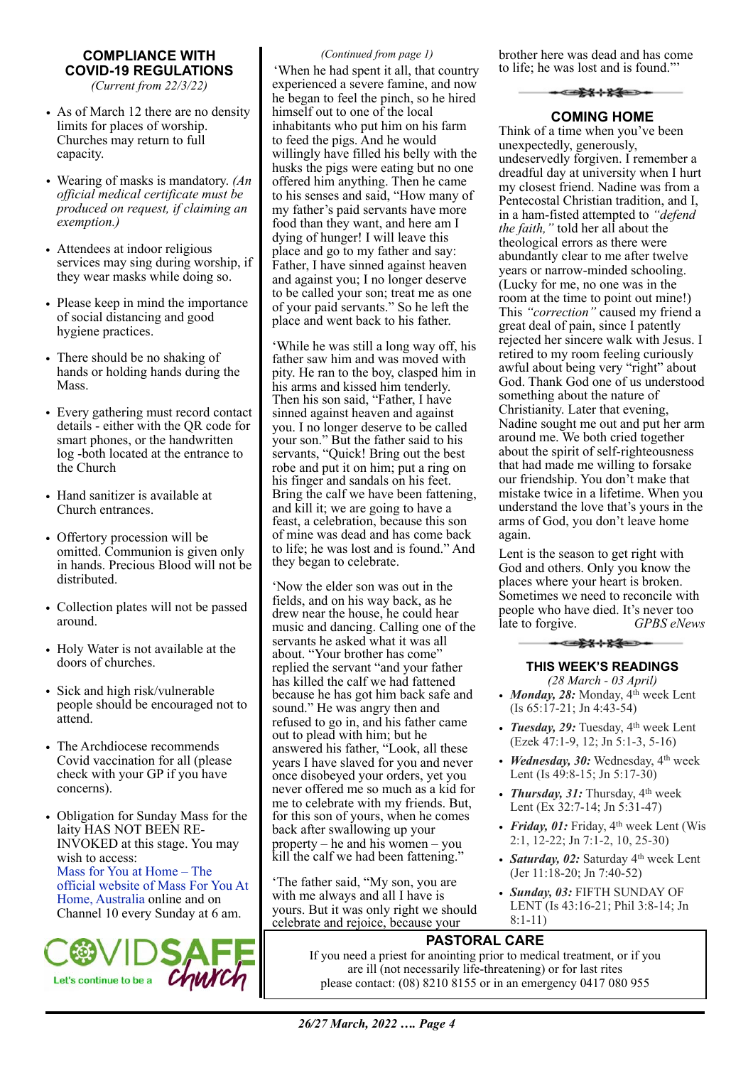## COMPLIANCE WITH COVID-19 REGULATIONS

*(Current from 22/3/22)*

- As of March 12 there are no density limits for places of worship. Churches may return to full capacity.
- Wearing of masks is mandatory. *(An official medical certificate must be produced on request, if claiming an exemption.)*
- Attendees at indoor religious services may sing during worship, if they wear masks while doing so.
- Please keep in mind the importance of social distancing and good hygiene practices.
- There should be no shaking of hands or holding hands during the Mass.
- Every gathering must record contact details - either with the QR code for smart phones, or the handwritten log -both located at the entrance to the Church
- Hand sanitizer is available at Church entrances.
- Offertory procession will be omitted. Communion is given only in hands. Precious Blood will not be distributed.
- Collection plates will not be passed around.
- Holy Water is not available at the doors of churches.
- Sick and high risk/vulnerable people should be encouraged not to attend.
- The Archdiocese recommends Covid vaccination for all (please check with your GP if you have concerns).
- Obligation for Sunday Mass for the laity HAS NOT BEEN RE-INVOKED at this stage. You may wish to access: Mass for You at Home – The official website of Mass For You At Home, Australia online and on Channel 10 every Sunday at 6 am.

COVIDSAFE church — Let's continue to be a

*(Continued from page 1)*

'When he had spent it all, that country experienced a severe famine, and now he began to feel the pinch, so he hired himself out to one of the local inhabitants who put him on his farm to feed the pigs. And he would willingly have filled his belly with the husks the pigs were eating but no one offered him anything. Then he came to his senses and said, "How many of my father's paid servants have more food than they want, and here am I dying of hunger! I will leave this place and go to my father and say: Father, I have sinned against heaven and against you; I no longer deserve to be called your son; treat me as one of your paid servants." So he left the place and went back to his father.

'While he was still a long way off, his father saw him and was moved with pity. He ran to the boy, clasped him in his arms and kissed him tenderly. Then his son said, "Father, I have sinned against heaven and against you. I no longer deserve to be called your son." But the father said to his servants, "Quick! Bring out the best robe and put it on him; put a ring on his finger and sandals on his feet. Bring the calf we have been fattening, and kill it; we are going to have a feast, a celebration, because this son of mine was dead and has come back to life; he was lost and is found." And they began to celebrate.

'Now the elder son was out in the fields, and on his way back, as he drew near the house, he could hear music and dancing. Calling one of the servants he asked what it was all about. "Your brother has come" replied the servant "and your father has killed the calf we had fattened because he has got him back safe and sound." He was angry then and refused to go in, and his father came out to plead with him; but he answered his father, "Look, all these years I have slaved for you and never once disobeyed your orders, yet you never offered me so much as a kid for me to celebrate with my friends. But, for this son of yours, when he comes back after swallowing up your property – he and his women – you kill the calf we had been fattening."

'The father said, "My son, you are with me always and all I have is yours. But it was only right we should celebrate and rejoice, because your brother here was dead and has come to life; he was lost and is found."'

## COMING HOME

Think of a time when you've been unexpectedly, generously, undeservedly forgiven. I remember a dreadful day at university when I hurt my closest friend. Nadine was from a Pentecostal Christian tradition, and I, in a ham-fisted attempted to *"defend the faith,"* told her all about the theological errors as there were abundantly clear to me after twelve years or narrow-minded schooling. (Lucky for me, no one was in the room at the time to point out mine!) This *"correction"* caused my friend a great deal of pain, since I patently rejected her sincere walk with Jesus. I retired to my room feeling curiously awful about being very "right" about God. Thank God one of us understood something about the nature of Christianity. Later that evening, Nadine sought me out and put her arm around me. We both cried together about the spirit of self-righteousness that had made me willing to forsake our friendship. You don't make that mistake twice in a lifetime. When you understand the love that's yours in the arms of God, you don't leave home again.

Lent is the season to get right with God and others. Only you know the places where your heart is broken. Sometimes we need to reconcile with people who have died. It's never too late to forgive. *GPBS eNews*

## THIS WEEK'S READINGS

*(28 March - 03 April)*

- ***Monday, 28:*** Monday, 4th week Lent (Is 65:17-21; Jn 4:43-54)
- ***Tuesday, 29:*** Tuesday, 4th week Lent (Ezek 47:1-9, 12; Jn 5:1-3, 5-16)
- ***Wednesday, 30:*** Wednesday, 4th week Lent (Is 49:8-15; Jn 5:17-30)
- ***Thursday, 31:*** Thursday, 4th week Lent (Ex 32:7-14; Jn 5:31-47)
- ***Friday, 01:*** Friday, 4th week Lent (Wis 2:1, 12-22; Jn 7:1-2, 10, 25-30)
- ***Saturday, 02:*** Saturday 4th week Lent (Jer 11:18-20; Jn 7:40-52)
- ***Sunday, 03:*** FIFTH SUNDAY OF LENT (Is 43:16-21; Phil 3:8-14; Jn 8:1-11)

## PASTORAL CARE

If you need a priest for anointing prior to medical treatment, or if you are ill (not necessarily life-threatening) or for last rites please contact: (08) 8210 8155 or in an emergency 0417 080 955